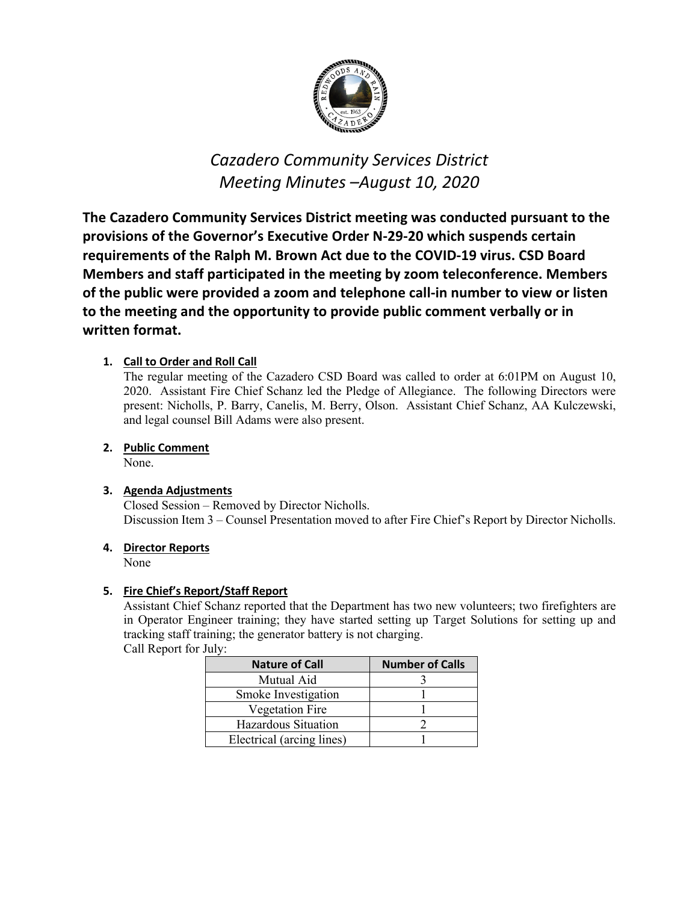# *Cazadero Community Services District*
# *Meeting Minutes –August 10, 2020*

**The Cazadero Community Services District meeting was conducted pursuant to the provisions of the Governor's Executive Order N-29-20 which suspends certain requirements of the Ralph M. Brown Act due to the COVID-19 virus. CSD Board Members and staff participated in the meeting by zoom teleconference. Members of the public were provided a zoom and telephone call-in number to view or listen to the meeting and the opportunity to provide public comment verbally or in written format.**

1. **Call to Order and Roll Call**
   The regular meeting of the Cazadero CSD Board was called to order at 6:01PM on August 10, 2020. Assistant Fire Chief Schanz led the Pledge of Allegiance. The following Directors were present: Nicholls, P. Barry, Canelis, M. Berry, Olson. Assistant Chief Schanz, AA Kulczewski, and legal counsel Bill Adams were also present.

2. **Public Comment**
   None.

3. **Agenda Adjustments**
   Closed Session – Removed by Director Nicholls.
   Discussion Item 3 – Counsel Presentation moved to after Fire Chief's Report by Director Nicholls.

4. **Director Reports**
   None

5. **Fire Chief's Report/Staff Report**
   Assistant Chief Schanz reported that the Department has two new volunteers; two firefighters are in Operator Engineer training; they have started setting up Target Solutions for setting up and tracking staff training; the generator battery is not charging.
   Call Report for July:

| Nature of Call | Number of Calls |
|---|---|
| Mutual Aid | 3 |
| Smoke Investigation | 1 |
| Vegetation Fire | 1 |
| Hazardous Situation | 2 |
| Electrical (arcing lines) | 1 |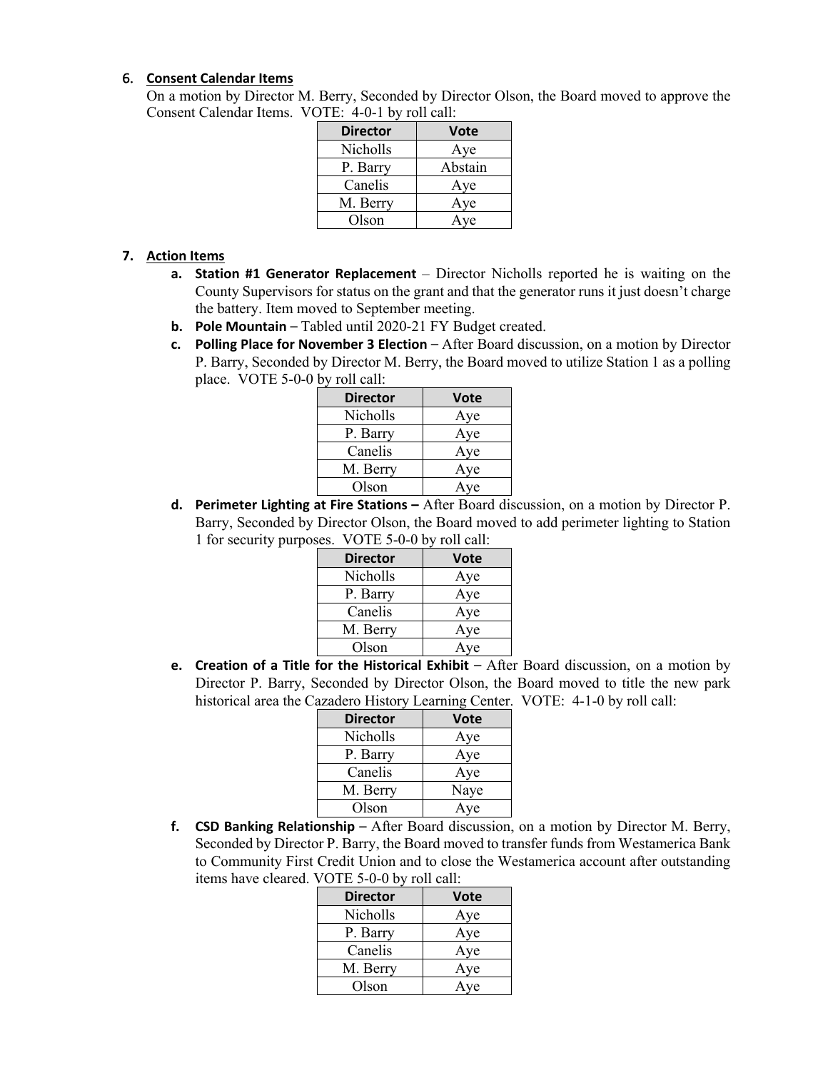6. **Consent Calendar Items**

On a motion by Director M. Berry, Seconded by Director Olson, the Board moved to approve the Consent Calendar Items. VOTE: 4-0-1 by roll call:

| Director | Vote |
|---|---|
| Nicholls | Aye |
| P. Barry | Abstain |
| Canelis | Aye |
| M. Berry | Aye |
| Olson | Aye |

7. **Action Items**

   a. **Station #1 Generator Replacement** – Director Nicholls reported he is waiting on the County Supervisors for status on the grant and that the generator runs it just doesn't charge the battery. Item moved to September meeting.

   b. **Pole Mountain –** Tabled until 2020-21 FY Budget created.

   c. **Polling Place for November 3 Election –** After Board discussion, on a motion by Director P. Barry, Seconded by Director M. Berry, the Board moved to utilize Station 1 as a polling place. VOTE 5-0-0 by roll call:

| Director | Vote |
|---|---|
| Nicholls | Aye |
| P. Barry | Aye |
| Canelis | Aye |
| M. Berry | Aye |
| Olson | Aye |

   d. **Perimeter Lighting at Fire Stations –** After Board discussion, on a motion by Director P. Barry, Seconded by Director Olson, the Board moved to add perimeter lighting to Station 1 for security purposes. VOTE 5-0-0 by roll call:

| Director | Vote |
|---|---|
| Nicholls | Aye |
| P. Barry | Aye |
| Canelis | Aye |
| M. Berry | Aye |
| Olson | Aye |

   e. **Creation of a Title for the Historical Exhibit –** After Board discussion, on a motion by Director P. Barry, Seconded by Director Olson, the Board moved to title the new park historical area the Cazadero History Learning Center. VOTE: 4-1-0 by roll call:

| Director | Vote |
|---|---|
| Nicholls | Aye |
| P. Barry | Aye |
| Canelis | Aye |
| M. Berry | Naye |
| Olson | Aye |

   f. **CSD Banking Relationship –** After Board discussion, on a motion by Director M. Berry, Seconded by Director P. Barry, the Board moved to transfer funds from Westamerica Bank to Community First Credit Union and to close the Westamerica account after outstanding items have cleared. VOTE 5-0-0 by roll call:

| Director | Vote |
|---|---|
| Nicholls | Aye |
| P. Barry | Aye |
| Canelis | Aye |
| M. Berry | Aye |
| Olson | Aye |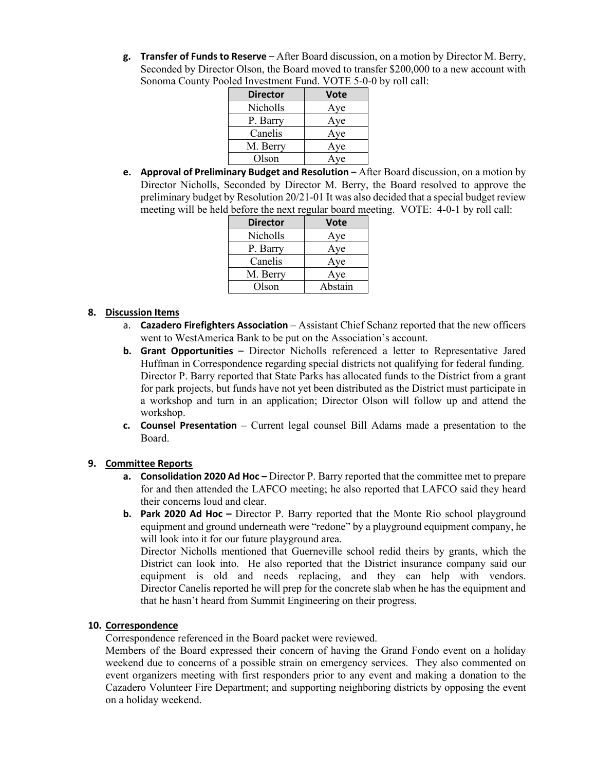**g. Transfer of Funds to Reserve –** After Board discussion, on a motion by Director M. Berry, Seconded by Director Olson, the Board moved to transfer $200,000 to a new account with Sonoma County Pooled Investment Fund. VOTE 5-0-0 by roll call:

| Director | Vote |
|---|---|
| Nicholls | Aye |
| P. Barry | Aye |
| Canelis | Aye |
| M. Berry | Aye |
| Olson | Aye |

**e. Approval of Preliminary Budget and Resolution –** After Board discussion, on a motion by Director Nicholls, Seconded by Director M. Berry, the Board resolved to approve the preliminary budget by Resolution 20/21-01 It was also decided that a special budget review meeting will be held before the next regular board meeting. VOTE: 4-0-1 by roll call:

| Director | Vote |
|---|---|
| Nicholls | Aye |
| P. Barry | Aye |
| Canelis | Aye |
| M. Berry | Aye |
| Olson | Abstain |

**8. Discussion Items**

a. **Cazadero Firefighters Association** – Assistant Chief Schanz reported that the new officers went to WestAmerica Bank to be put on the Association's account.

**b. Grant Opportunities –** Director Nicholls referenced a letter to Representative Jared Huffman in Correspondence regarding special districts not qualifying for federal funding. Director P. Barry reported that State Parks has allocated funds to the District from a grant for park projects, but funds have not yet been distributed as the District must participate in a workshop and turn in an application; Director Olson will follow up and attend the workshop.

**c. Counsel Presentation** – Current legal counsel Bill Adams made a presentation to the Board.

**9. Committee Reports**

**a. Consolidation 2020 Ad Hoc –** Director P. Barry reported that the committee met to prepare for and then attended the LAFCO meeting; he also reported that LAFCO said they heard their concerns loud and clear.

**b. Park 2020 Ad Hoc –** Director P. Barry reported that the Monte Rio school playground equipment and ground underneath were "redone" by a playground equipment company, he will look into it for our future playground area.
Director Nicholls mentioned that Guerneville school redid theirs by grants, which the District can look into. He also reported that the District insurance company said our equipment is old and needs replacing, and they can help with vendors. Director Canelis reported he will prep for the concrete slab when he has the equipment and that he hasn't heard from Summit Engineering on their progress.

**10. Correspondence**

Correspondence referenced in the Board packet were reviewed.
Members of the Board expressed their concern of having the Grand Fondo event on a holiday weekend due to concerns of a possible strain on emergency services. They also commented on event organizers meeting with first responders prior to any event and making a donation to the Cazadero Volunteer Fire Department; and supporting neighboring districts by opposing the event on a holiday weekend.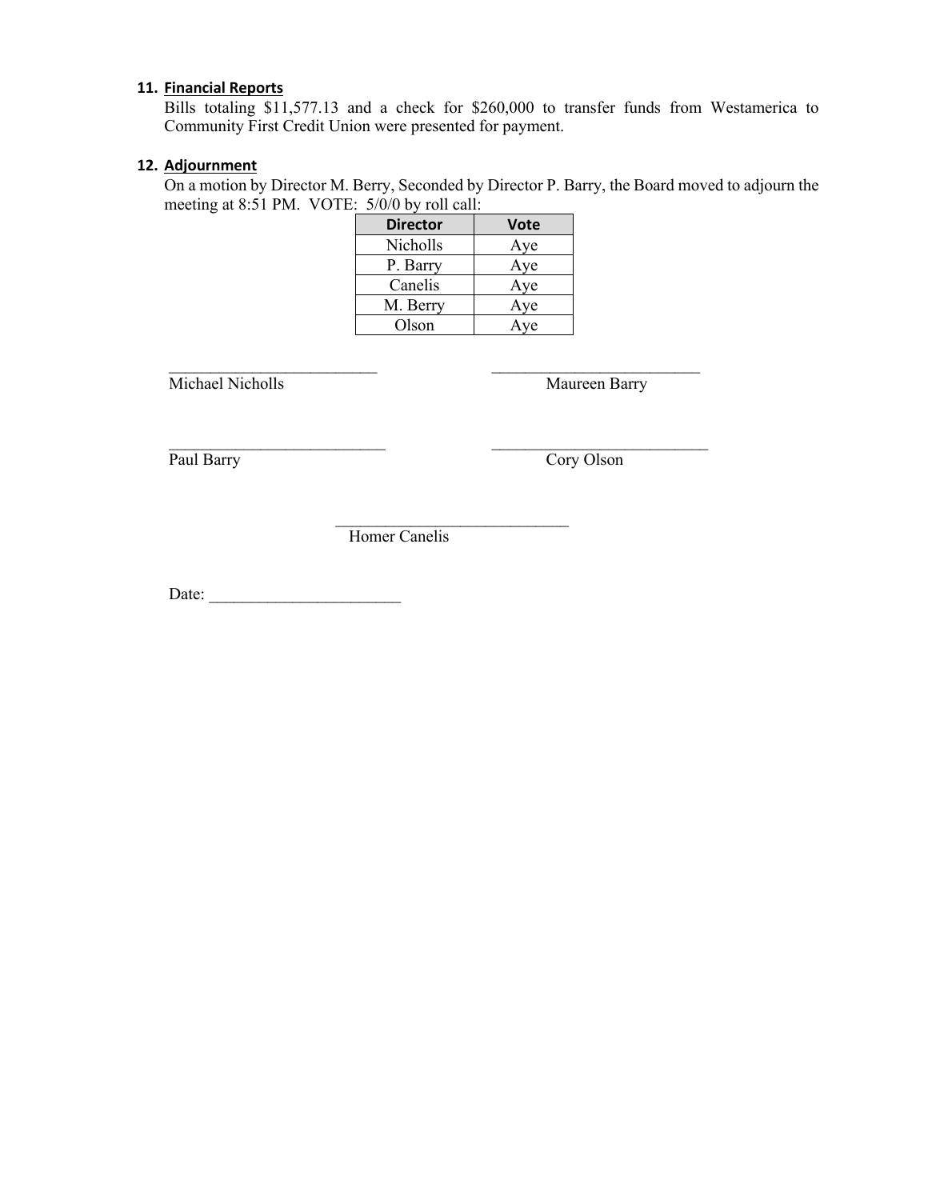**11. Financial Reports**

Bills totaling $11,577.13 and a check for $260,000 to transfer funds from Westamerica to Community First Credit Union were presented for payment.

**12. Adjournment**

On a motion by Director M. Berry, Seconded by Director P. Barry, the Board moved to adjourn the meeting at 8:51 PM. VOTE: 5/0/0 by roll call:

| Director | Vote |
|---|---|
| Nicholls | Aye |
| P. Barry | Aye |
| Canelis | Aye |
| M. Berry | Aye |
| Olson | Aye |

___________________________ Michael Nicholls

___________________________ Maureen Barry

___________________________ Paul Barry

___________________________ Cory Olson

___________________________ Homer Canelis

Date: ________________________